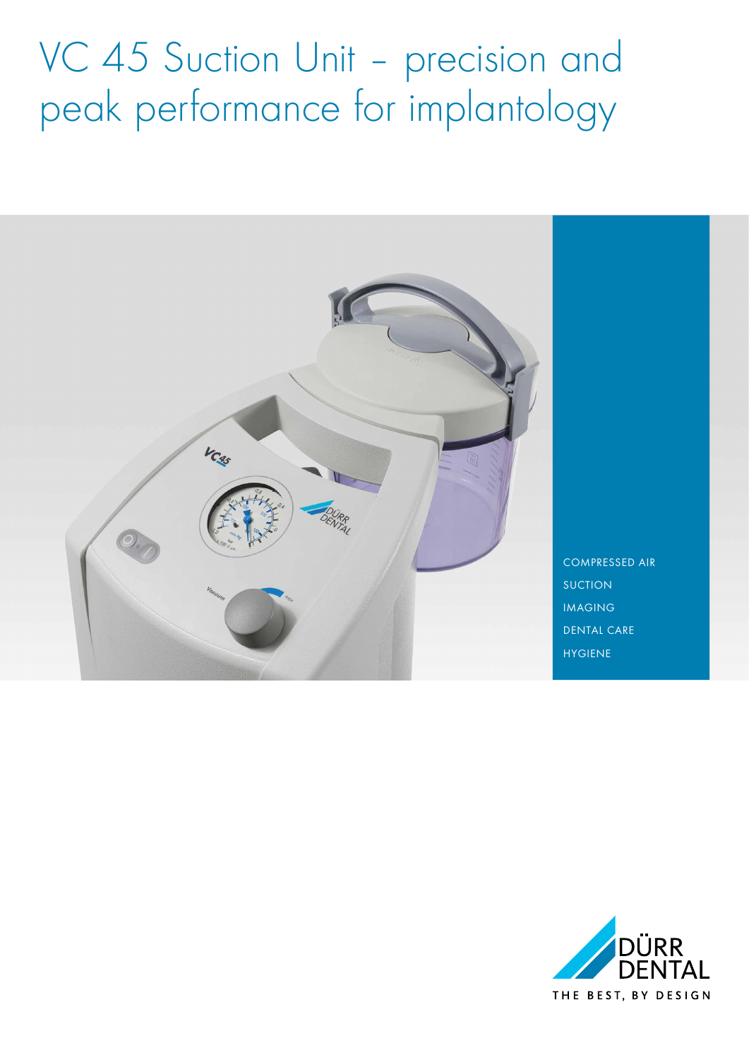# VC 45 Suction Unit – precision and peak performance for implantology

COMPRESSED AIR

SUCTION

IMAGING

DENTAL CARE

HYGIENE

DÜRR DENTAL

THE BEST, BY DESIGN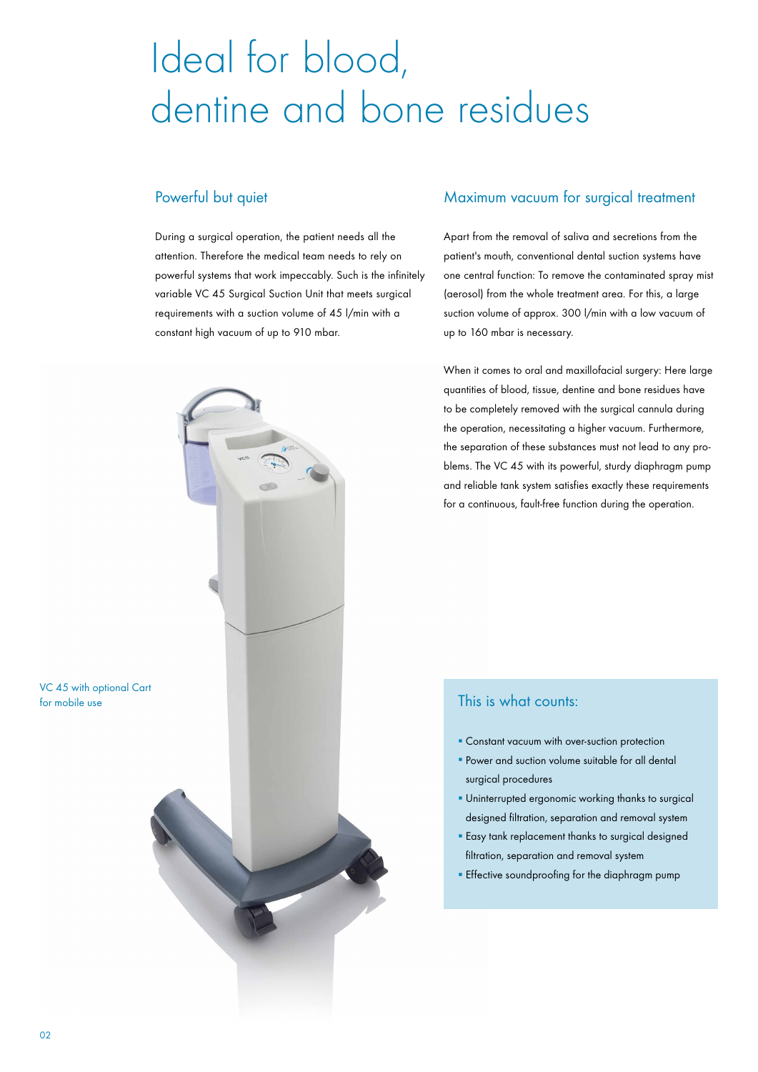# Ideal for blood, dentine and bone residues

## Powerful but quiet

During a surgical operation, the patient needs all the attention. Therefore the medical team needs to rely on powerful systems that work impeccably. Such is the infinitely variable VC 45 Surgical Suction Unit that meets surgical requirements with a suction volume of 45 l/min with a constant high vacuum of up to 910 mbar.

## Maximum vacuum for surgical treatment

Apart from the removal of saliva and secretions from the patient's mouth, conventional dental suction systems have one central function: To remove the contaminated spray mist (aerosol) from the whole treatment area. For this, a large suction volume of approx. 300 l/min with a low vacuum of up to 160 mbar is necessary.

When it comes to oral and maxillofacial surgery: Here large quantities of blood, tissue, dentine and bone residues have to be completely removed with the surgical cannula during the operation, necessitating a higher vacuum. Furthermore, the separation of these substances must not lead to any problems. The VC 45 with its powerful, sturdy diaphragm pump and reliable tank system satisfies exactly these requirements for a continuous, fault-free function during the operation.

VC 45 with optional Cart for mobile use

### This is what counts:

- Constant vacuum with over-suction protection
- Power and suction volume suitable for all dental surgical procedures
- Uninterrupted ergonomic working thanks to surgical designed filtration, separation and removal system
- Easy tank replacement thanks to surgical designed filtration, separation and removal system
- Effective soundproofing for the diaphragm pump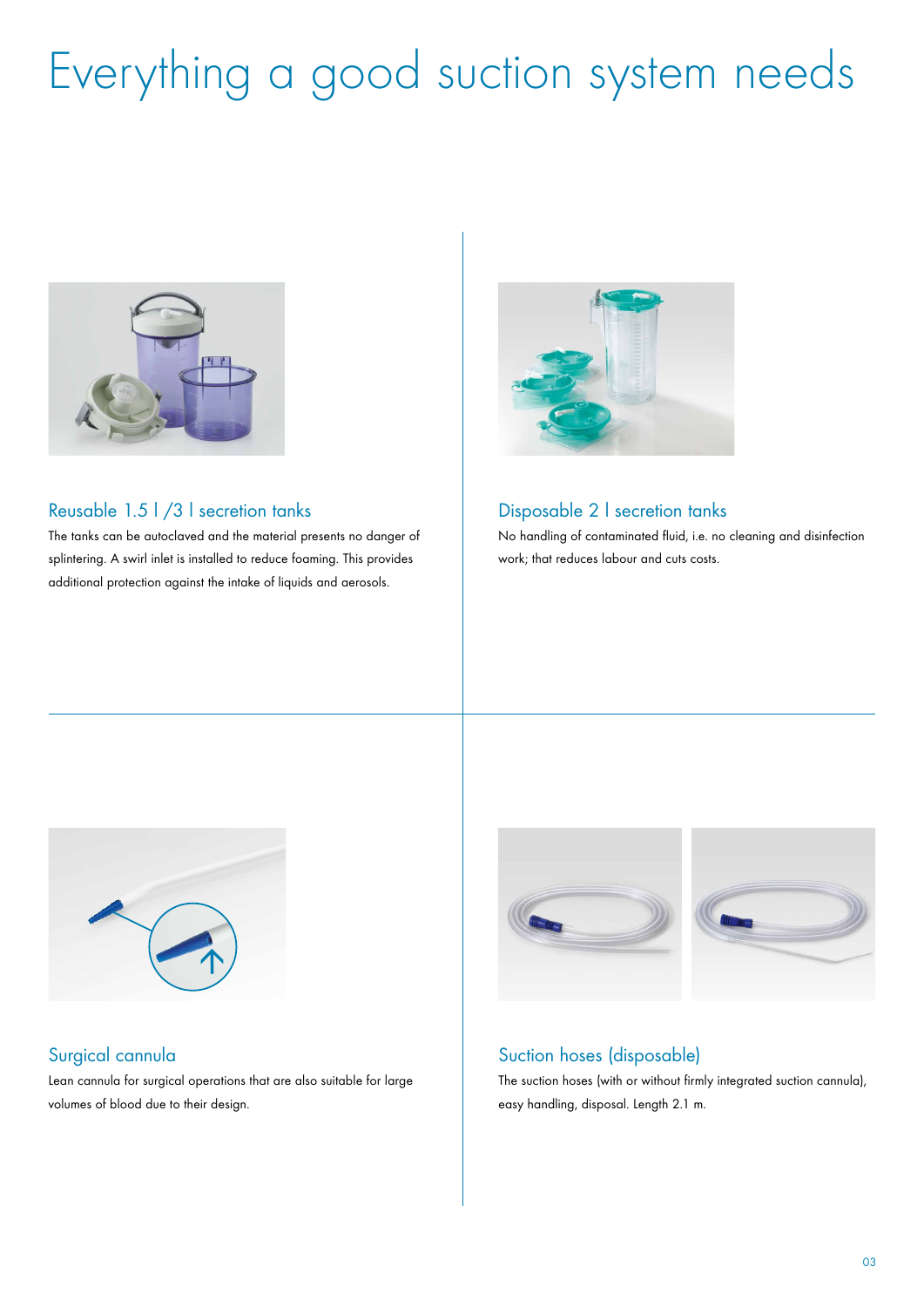# Everything a good suction system needs

## Reusable 1.5 l /3 l secretion tanks

The tanks can be autoclaved and the material presents no danger of splintering. A swirl inlet is installed to reduce foaming. This provides additional protection against the intake of liquids and aerosols.

## Disposable 2 l secretion tanks

No handling of contaminated fluid, i.e. no cleaning and disinfection work; that reduces labour and cuts costs.

## Surgical cannula

Lean cannula for surgical operations that are also suitable for large volumes of blood due to their design.

## Suction hoses (disposable)

The suction hoses (with or without firmly integrated suction cannula), easy handling, disposal. Length 2.1 m.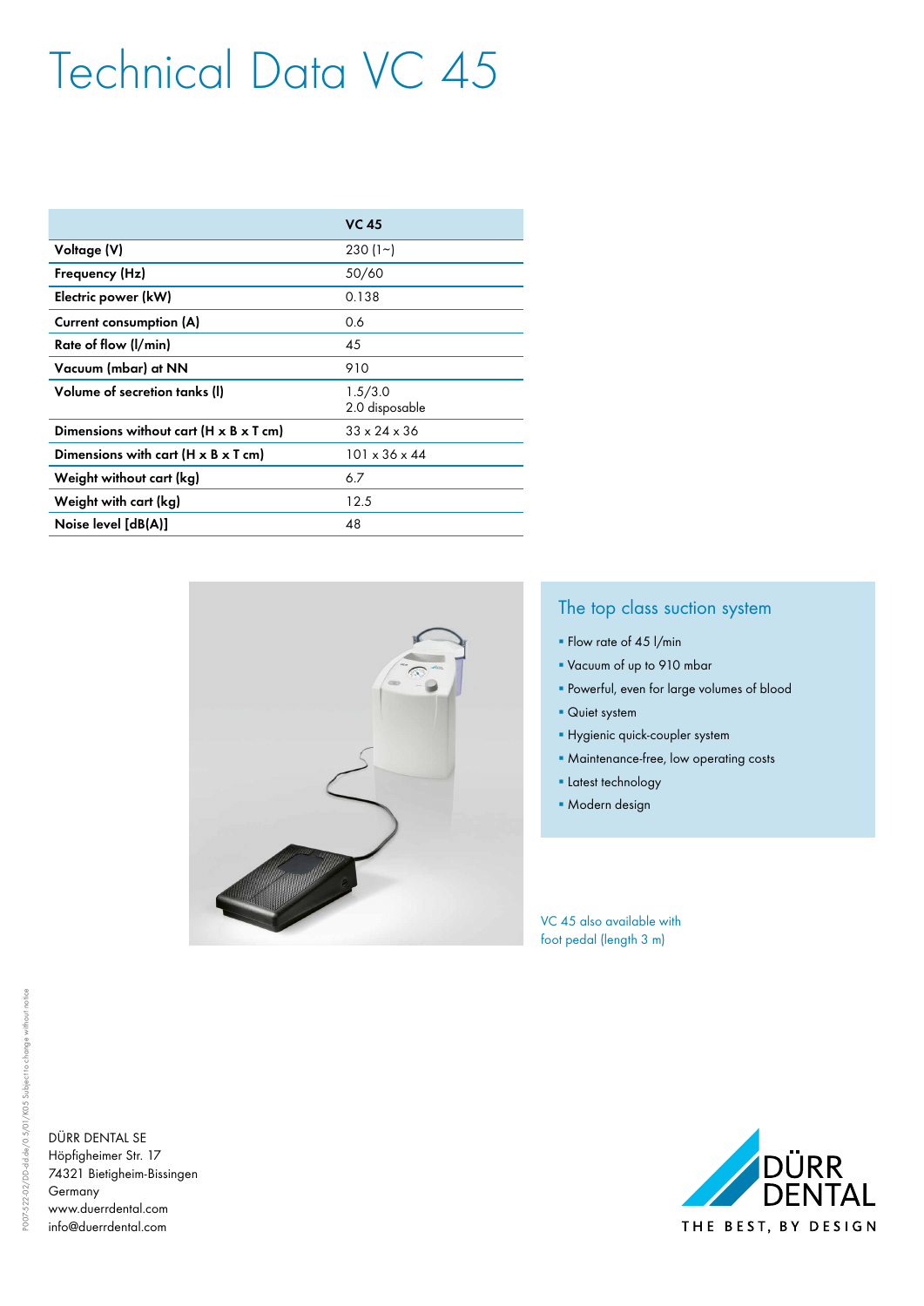# Technical Data VC 45

| | VC 45 |
|---|---|
| **Voltage (V)** | 230 (1~) |
| **Frequency (Hz)** | 50/60 |
| **Electric power (kW)** | 0.138 |
| **Current consumption (A)** | 0.6 |
| **Rate of flow (l/min)** | 45 |
| **Vacuum (mbar) at NN** | 910 |
| **Volume of secretion tanks (l)** | 1.5/3.0<br>2.0 disposable |
| **Dimensions without cart (H x B x T cm)** | 33 x 24 x 36 |
| **Dimensions with cart (H x B x T cm)** | 101 x 36 x 44 |
| **Weight without cart (kg)** | 6.7 |
| **Weight with cart (kg)** | 12.5 |
| **Noise level [dB(A)]** | 48 |

## The top class suction system

- Flow rate of 45 l/min
- Vacuum of up to 910 mbar
- Powerful, even for large volumes of blood
- Quiet system
- Hygienic quick-coupler system
- Maintenance-free, low operating costs
- Latest technology
- Modern design

VC 45 also available with foot pedal (length 3 m)

DÜRR DENTAL SE
Höpfigheimer Str. 17
74321 Bietigheim-Bissingen
Germany
www.duerrdental.com
info@duerrdental.com

DÜRR DENTAL
THE BEST, BY DESIGN

P007-522-02/DD-d-d de/0.5/01/K05 Subject to change without notice